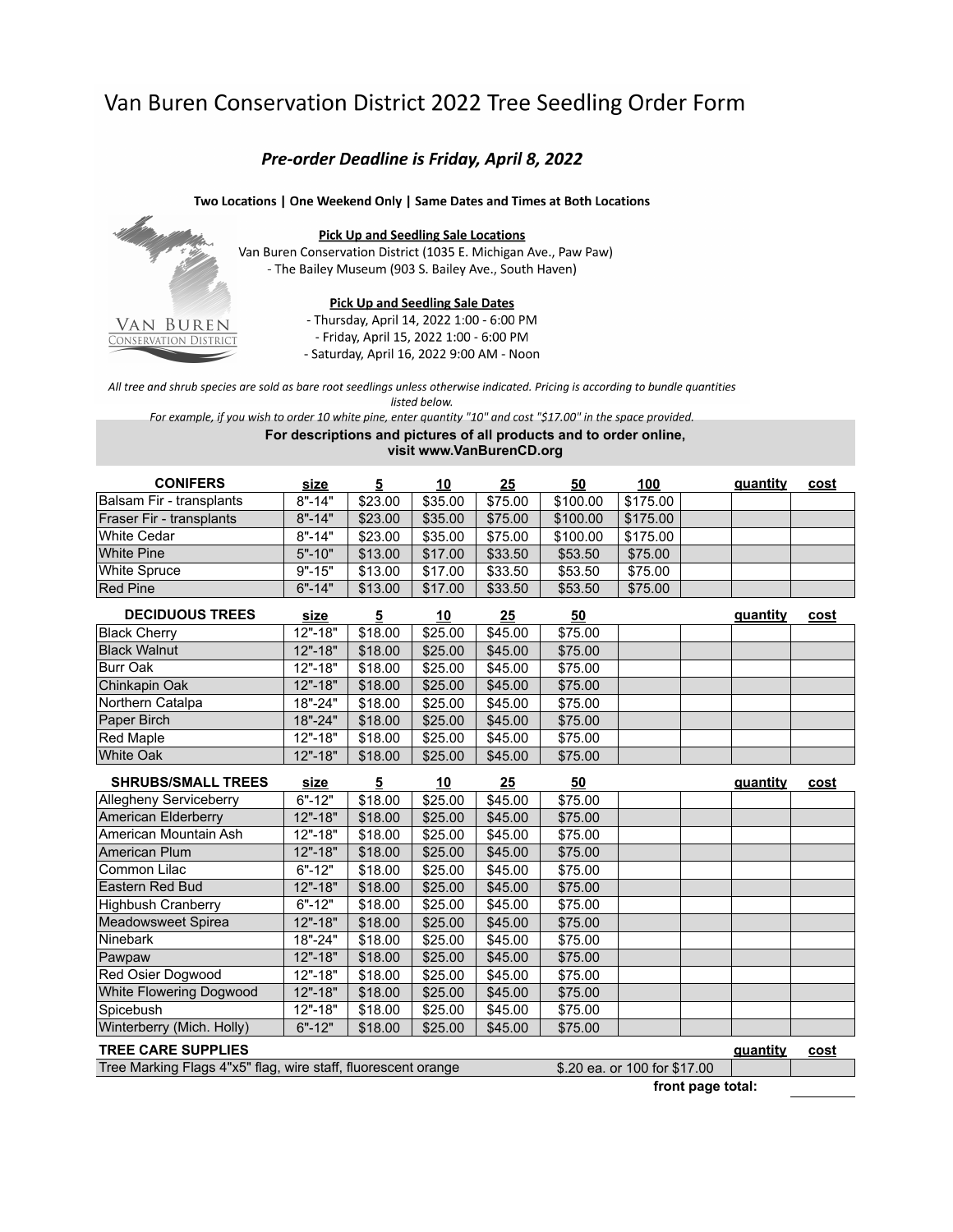# Van Buren Conservation District 2022 Tree Seedling Order Form

## *Pre-order Deadline is Friday, April 8, 2022*

**Two Locations | One Weekend Only | Same Dates and Times at Both Locations**

**Pick Up and Seedling Sale Locations**

Van Buren Conservation District (1035 E. Michigan Ave., Paw Paw)
- The Bailey Museum (903 S. Bailey Ave., South Haven)

**Pick Up and Seedling Sale Dates**

- Thursday, April 14, 2022 1:00 - 6:00 PM
- Friday, April 15, 2022 1:00 - 6:00 PM
- Saturday, April 16, 2022 9:00 AM - Noon

*All tree and shrub species are sold as bare root seedlings unless otherwise indicated. Pricing is according to bundle quantities listed below.*
*For example, if you wish to order 10 white pine, enter quantity "10" and cost "$17.00" in the space provided.*

**For descriptions and pictures of all products and to order online, visit www.VanBurenCD.org**

| CONIFERS | size | 5 | 10 | 25 | 50 | 100 | | quantity | cost |
|---|---|---|---|---|---|---|---|---|---|
| Balsam Fir - transplants | 8"-14" | $23.00 | $35.00 | $75.00 | $100.00 | $175.00 | | | |
| Fraser Fir - transplants | 8"-14" | $23.00 | $35.00 | $75.00 | $100.00 | $175.00 | | | |
| White Cedar | 8"-14" | $23.00 | $35.00 | $75.00 | $100.00 | $175.00 | | | |
| White Pine | 5"-10" | $13.00 | $17.00 | $33.50 | $53.50 | $75.00 | | | |
| White Spruce | 9"-15" | $13.00 | $17.00 | $33.50 | $53.50 | $75.00 | | | |
| Red Pine | 6"-14" | $13.00 | $17.00 | $33.50 | $53.50 | $75.00 | | | |

| DECIDUOUS TREES | size | 5 | 10 | 25 | 50 | | | quantity | cost |
|---|---|---|---|---|---|---|---|---|---|
| Black Cherry | 12"-18" | $18.00 | $25.00 | $45.00 | $75.00 | | | | |
| Black Walnut | 12"-18" | $18.00 | $25.00 | $45.00 | $75.00 | | | | |
| Burr Oak | 12"-18" | $18.00 | $25.00 | $45.00 | $75.00 | | | | |
| Chinkapin Oak | 12"-18" | $18.00 | $25.00 | $45.00 | $75.00 | | | | |
| Northern Catalpa | 18"-24" | $18.00 | $25.00 | $45.00 | $75.00 | | | | |
| Paper Birch | 18"-24" | $18.00 | $25.00 | $45.00 | $75.00 | | | | |
| Red Maple | 12"-18" | $18.00 | $25.00 | $45.00 | $75.00 | | | | |
| White Oak | 12"-18" | $18.00 | $25.00 | $45.00 | $75.00 | | | | |

| SHRUBS/SMALL TREES | size | 5 | 10 | 25 | 50 | | | quantity | cost |
|---|---|---|---|---|---|---|---|---|---|
| Allegheny Serviceberry | 6"-12" | $18.00 | $25.00 | $45.00 | $75.00 | | | | |
| American Elderberry | 12"-18" | $18.00 | $25.00 | $45.00 | $75.00 | | | | |
| American Mountain Ash | 12"-18" | $18.00 | $25.00 | $45.00 | $75.00 | | | | |
| American Plum | 12"-18" | $18.00 | $25.00 | $45.00 | $75.00 | | | | |
| Common Lilac | 6"-12" | $18.00 | $25.00 | $45.00 | $75.00 | | | | |
| Eastern Red Bud | 12"-18" | $18.00 | $25.00 | $45.00 | $75.00 | | | | |
| Highbush Cranberry | 6"-12" | $18.00 | $25.00 | $45.00 | $75.00 | | | | |
| Meadowsweet Spirea | 12"-18" | $18.00 | $25.00 | $45.00 | $75.00 | | | | |
| Ninebark | 18"-24" | $18.00 | $25.00 | $45.00 | $75.00 | | | | |
| Pawpaw | 12"-18" | $18.00 | $25.00 | $45.00 | $75.00 | | | | |
| Red Osier Dogwood | 12"-18" | $18.00 | $25.00 | $45.00 | $75.00 | | | | |
| White Flowering Dogwood | 12"-18" | $18.00 | $25.00 | $45.00 | $75.00 | | | | |
| Spicebush | 12"-18" | $18.00 | $25.00 | $45.00 | $75.00 | | | | |
| Winterberry (Mich. Holly) | 6"-12" | $18.00 | $25.00 | $45.00 | $75.00 | | | | |

| TREE CARE SUPPLIES | | quantity | cost |
|---|---|---|---|
| Tree Marking Flags 4"x5" flag, wire staff, fluorescent orange | $.20 ea. or 100 for $17.00 | | |

**front page total:** ________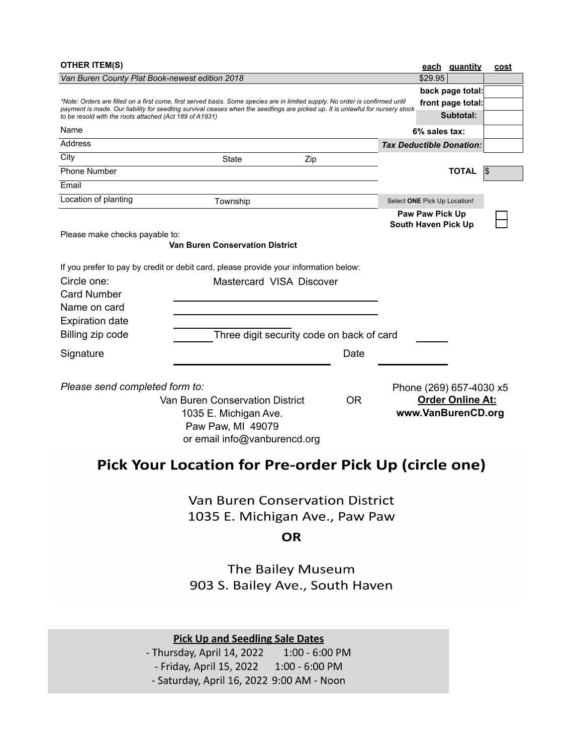| OTHER ITEM(S) | each | quantity | cost |
| --- | --- | --- | --- |
| *Van Buren County Plat Book-newest edition 2018* | $29.95 | | |

*\*Note: Orders are filled on a first come, first served basis. Some species are in limited supply. No order is confirmed until payment is made. Our liability for seedling survival ceases when the seedlings are picked up. It is unlawful for nursery stock to be resold with the roots attached (Act 189 of A1931)*

| | |
| --- | --- |
| **back page total:** | |
| **front page total:** | |
| **Subtotal:** | |
| **6% sales tax:** | |
| ***Tax Deductible Donation:*** | |
| **TOTAL** | $ |

Name

Address

City State Zip

Phone Number

Email

Location of planting Township

Select **ONE** Pick Up Location!

**Paw Paw Pick Up** ☐

**South Haven Pick Up** ☐

Please make checks payable to:

**Van Buren Conservation District**

If you prefer to pay by credit or debit card, please provide your information below:

Circle one: Mastercard VISA Discover

Card Number

Name on card

Expiration date

Billing zip code Three digit security code on back of card

Signature Date

*Please send completed form to:*

Van Buren Conservation District
1035 E. Michigan Ave.
Paw Paw, MI 49079
or email info@vanburencd.org

OR

Phone (269) 657-4030 x5

**Order Online At:**
**www.VanBurenCD.org**

## Pick Your Location for Pre-order Pick Up (circle one)

Van Buren Conservation District
1035 E. Michigan Ave., Paw Paw

**OR**

The Bailey Museum
903 S. Bailey Ave., South Haven

**Pick Up and Seedling Sale Dates**

- Thursday, April 14, 2022 1:00 - 6:00 PM
- Friday, April 15, 2022 1:00 - 6:00 PM
- Saturday, April 16, 2022 9:00 AM - Noon